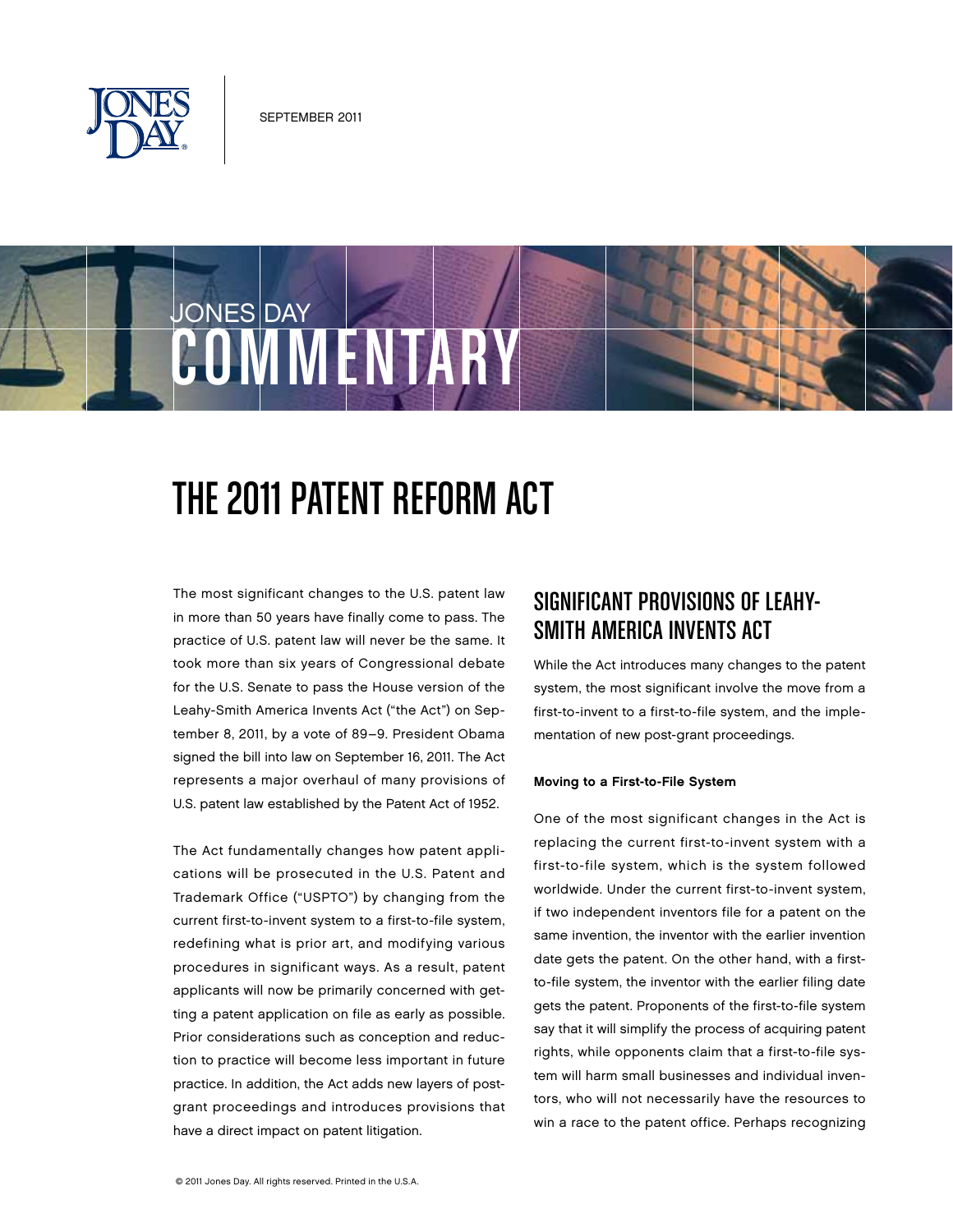SEPTEMBER 2011

JONES DAY
COMMENTARY

# THE 2011 PATENT REFORM ACT

The most significant changes to the U.S. patent law in more than 50 years have finally come to pass. The practice of U.S. patent law will never be the same. It took more than six years of Congressional debate for the U.S. Senate to pass the House version of the Leahy-Smith America Invents Act ("the Act") on September 8, 2011, by a vote of 89–9. President Obama signed the bill into law on September 16, 2011. The Act represents a major overhaul of many provisions of U.S. patent law established by the Patent Act of 1952.

The Act fundamentally changes how patent applications will be prosecuted in the U.S. Patent and Trademark Office ("USPTO") by changing from the current first-to-invent system to a first-to-file system, redefining what is prior art, and modifying various procedures in significant ways. As a result, patent applicants will now be primarily concerned with getting a patent application on file as early as possible. Prior considerations such as conception and reduction to practice will become less important in future practice. In addition, the Act adds new layers of post-grant proceedings and introduces provisions that have a direct impact on patent litigation.

## SIGNIFICANT PROVISIONS OF LEAHY-SMITH AMERICA INVENTS ACT

While the Act introduces many changes to the patent system, the most significant involve the move from a first-to-invent to a first-to-file system, and the implementation of new post-grant proceedings.

**Moving to a First-to-File System**

One of the most significant changes in the Act is replacing the current first-to-invent system with a first-to-file system, which is the system followed worldwide. Under the current first-to-invent system, if two independent inventors file for a patent on the same invention, the inventor with the earlier invention date gets the patent. On the other hand, with a first-to-file system, the inventor with the earlier filing date gets the patent. Proponents of the first-to-file system say that it will simplify the process of acquiring patent rights, while opponents claim that a first-to-file system will harm small businesses and individual inventors, who will not necessarily have the resources to win a race to the patent office. Perhaps recognizing

© 2011 Jones Day. All rights reserved. Printed in the U.S.A.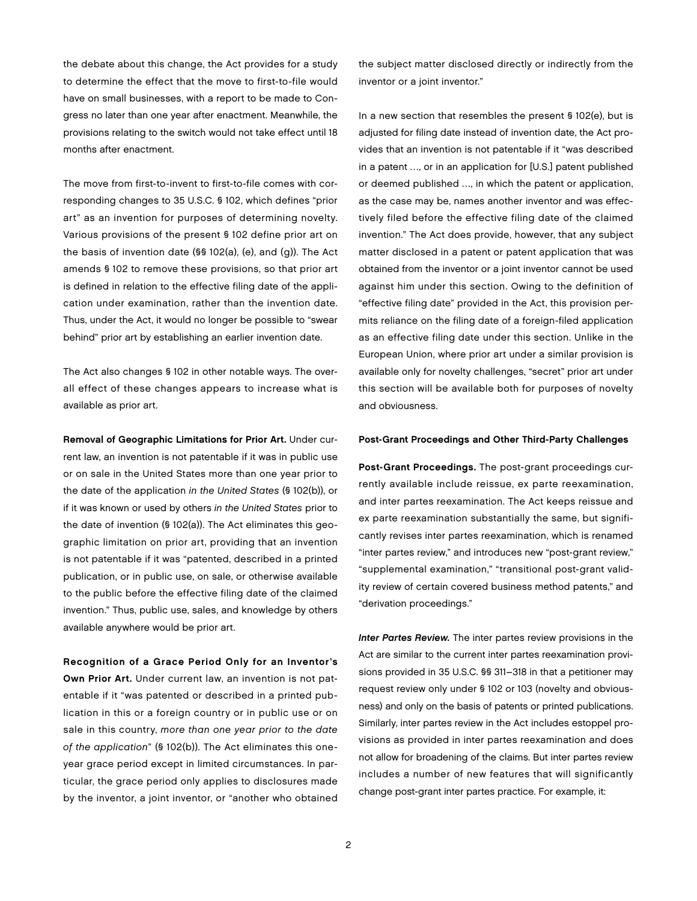the debate about this change, the Act provides for a study to determine the effect that the move to first-to-file would have on small businesses, with a report to be made to Congress no later than one year after enactment. Meanwhile, the provisions relating to the switch would not take effect until 18 months after enactment.

The move from first-to-invent to first-to-file comes with corresponding changes to 35 U.S.C. § 102, which defines "prior art" as an invention for purposes of determining novelty. Various provisions of the present § 102 define prior art on the basis of invention date (§§ 102(a), (e), and (g)). The Act amends § 102 to remove these provisions, so that prior art is defined in relation to the effective filing date of the application under examination, rather than the invention date. Thus, under the Act, it would no longer be possible to "swear behind" prior art by establishing an earlier invention date.

The Act also changes § 102 in other notable ways. The overall effect of these changes appears to increase what is available as prior art.

**Removal of Geographic Limitations for Prior Art.** Under current law, an invention is not patentable if it was in public use or on sale in the United States more than one year prior to the date of the application *in the United States* (§ 102(b)), or if it was known or used by others *in the United States* prior to the date of invention (§ 102(a)). The Act eliminates this geographic limitation on prior art, providing that an invention is not patentable if it was "patented, described in a printed publication, or in public use, on sale, or otherwise available to the public before the effective filing date of the claimed invention." Thus, public use, sales, and knowledge by others available anywhere would be prior art.

**Recognition of a Grace Period Only for an Inventor's Own Prior Art.** Under current law, an invention is not patentable if it "was patented or described in a printed publication in this or a foreign country or in public use or on sale in this country, *more than one year prior to the date of the application*" (§ 102(b)). The Act eliminates this one-year grace period except in limited circumstances. In particular, the grace period only applies to disclosures made by the inventor, a joint inventor, or "another who obtained the subject matter disclosed directly or indirectly from the inventor or a joint inventor."

In a new section that resembles the present § 102(e), but is adjusted for filing date instead of invention date, the Act provides that an invention is not patentable if it "was described in a patent ..., or in an application for [U.S.] patent published or deemed published ..., in which the patent or application, as the case may be, names another inventor and was effectively filed before the effective filing date of the claimed invention." The Act does provide, however, that any subject matter disclosed in a patent or patent application that was obtained from the inventor or a joint inventor cannot be used against him under this section. Owing to the definition of "effective filing date" provided in the Act, this provision permits reliance on the filing date of a foreign-filed application as an effective filing date under this section. Unlike in the European Union, where prior art under a similar provision is available only for novelty challenges, "secret" prior art under this section will be available both for purposes of novelty and obviousness.

#### Post-Grant Proceedings and Other Third-Party Challenges

**Post-Grant Proceedings.** The post-grant proceedings currently available include reissue, ex parte reexamination, and inter partes reexamination. The Act keeps reissue and ex parte reexamination substantially the same, but significantly revises inter partes reexamination, which is renamed "inter partes review," and introduces new "post-grant review," "supplemental examination," "transitional post-grant validity review of certain covered business method patents," and "derivation proceedings."

***Inter Partes Review.*** The inter partes review provisions in the Act are similar to the current inter partes reexamination provisions provided in 35 U.S.C. §§ 311–318 in that a petitioner may request review only under § 102 or 103 (novelty and obviousness) and only on the basis of patents or printed publications. Similarly, inter partes review in the Act includes estoppel provisions as provided in inter partes reexamination and does not allow for broadening of the claims. But inter partes review includes a number of new features that will significantly change post-grant inter partes practice. For example, it: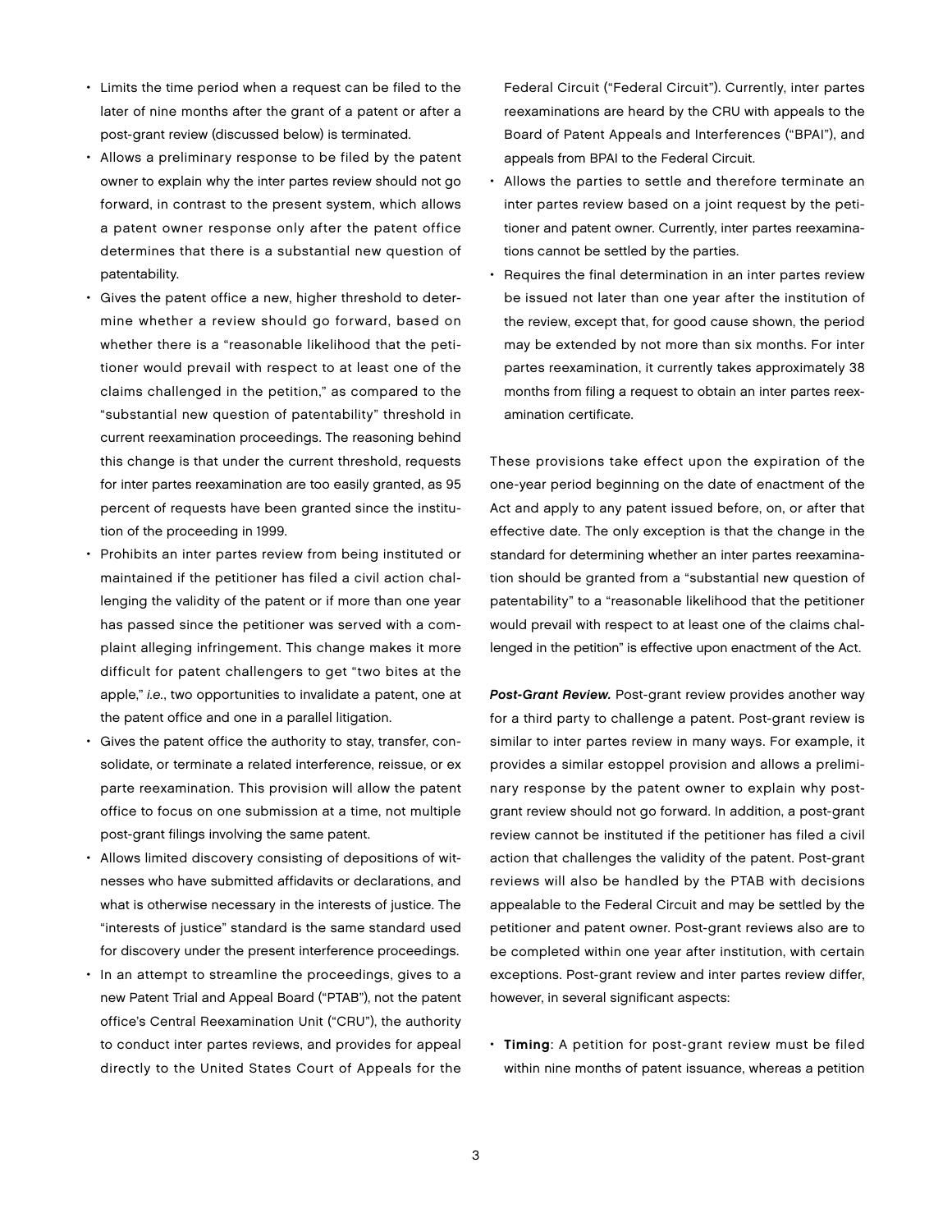- Limits the time period when a request can be filed to the later of nine months after the grant of a patent or after a post-grant review (discussed below) is terminated.
- Allows a preliminary response to be filed by the patent owner to explain why the inter partes review should not go forward, in contrast to the present system, which allows a patent owner response only after the patent office determines that there is a substantial new question of patentability.
- Gives the patent office a new, higher threshold to determine whether a review should go forward, based on whether there is a "reasonable likelihood that the petitioner would prevail with respect to at least one of the claims challenged in the petition," as compared to the "substantial new question of patentability" threshold in current reexamination proceedings. The reasoning behind this change is that under the current threshold, requests for inter partes reexamination are too easily granted, as 95 percent of requests have been granted since the institution of the proceeding in 1999.
- Prohibits an inter partes review from being instituted or maintained if the petitioner has filed a civil action challenging the validity of the patent or if more than one year has passed since the petitioner was served with a complaint alleging infringement. This change makes it more difficult for patent challengers to get "two bites at the apple," *i.e.*, two opportunities to invalidate a patent, one at the patent office and one in a parallel litigation.
- Gives the patent office the authority to stay, transfer, consolidate, or terminate a related interference, reissue, or ex parte reexamination. This provision will allow the patent office to focus on one submission at a time, not multiple post-grant filings involving the same patent.
- Allows limited discovery consisting of depositions of witnesses who have submitted affidavits or declarations, and what is otherwise necessary in the interests of justice. The "interests of justice" standard is the same standard used for discovery under the present interference proceedings.
- In an attempt to streamline the proceedings, gives to a new Patent Trial and Appeal Board ("PTAB"), not the patent office's Central Reexamination Unit ("CRU"), the authority to conduct inter partes reviews, and provides for appeal directly to the United States Court of Appeals for the Federal Circuit ("Federal Circuit"). Currently, inter partes reexaminations are heard by the CRU with appeals to the Board of Patent Appeals and Interferences ("BPAI"), and appeals from BPAI to the Federal Circuit.
- Allows the parties to settle and therefore terminate an inter partes review based on a joint request by the petitioner and patent owner. Currently, inter partes reexaminations cannot be settled by the parties.
- Requires the final determination in an inter partes review be issued not later than one year after the institution of the review, except that, for good cause shown, the period may be extended by not more than six months. For inter partes reexamination, it currently takes approximately 38 months from filing a request to obtain an inter partes reexamination certificate.

These provisions take effect upon the expiration of the one-year period beginning on the date of enactment of the Act and apply to any patent issued before, on, or after that effective date. The only exception is that the change in the standard for determining whether an inter partes reexamination should be granted from a "substantial new question of patentability" to a "reasonable likelihood that the petitioner would prevail with respect to at least one of the claims challenged in the petition" is effective upon enactment of the Act.

***Post-Grant Review.*** Post-grant review provides another way for a third party to challenge a patent. Post-grant review is similar to inter partes review in many ways. For example, it provides a similar estoppel provision and allows a preliminary response by the patent owner to explain why post-grant review should not go forward. In addition, a post-grant review cannot be instituted if the petitioner has filed a civil action that challenges the validity of the patent. Post-grant reviews will also be handled by the PTAB with decisions appealable to the Federal Circuit and may be settled by the petitioner and patent owner. Post-grant reviews also are to be completed within one year after institution, with certain exceptions. Post-grant review and inter partes review differ, however, in several significant aspects:

- **Timing**: A petition for post-grant review must be filed within nine months of patent issuance, whereas a petition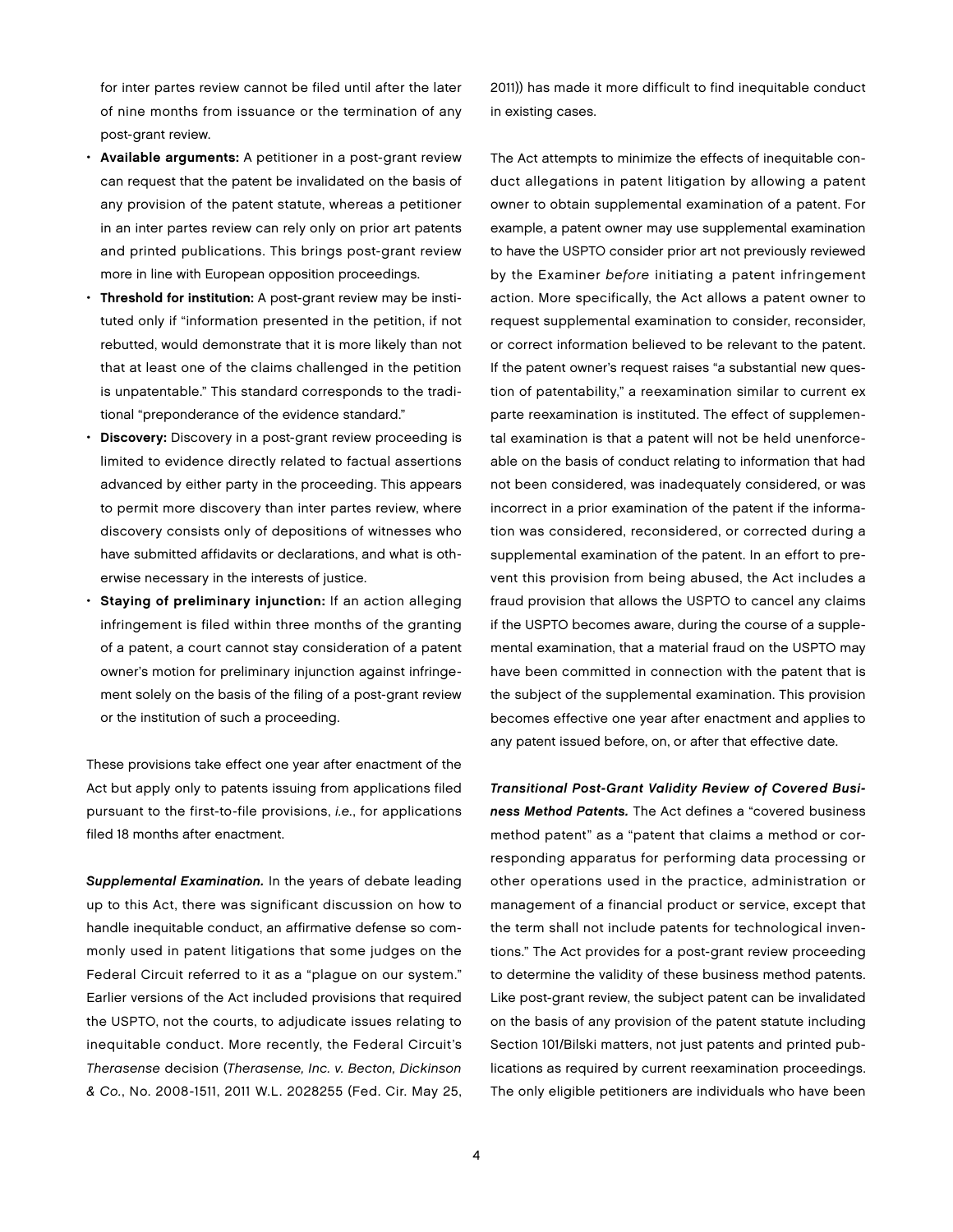for inter partes review cannot be filed until after the later of nine months from issuance or the termination of any post-grant review.

- **Available arguments:** A petitioner in a post-grant review can request that the patent be invalidated on the basis of any provision of the patent statute, whereas a petitioner in an inter partes review can rely only on prior art patents and printed publications. This brings post-grant review more in line with European opposition proceedings.
- **Threshold for institution:** A post-grant review may be instituted only if "information presented in the petition, if not rebutted, would demonstrate that it is more likely than not that at least one of the claims challenged in the petition is unpatentable." This standard corresponds to the traditional "preponderance of the evidence standard."
- **Discovery:** Discovery in a post-grant review proceeding is limited to evidence directly related to factual assertions advanced by either party in the proceeding. This appears to permit more discovery than inter partes review, where discovery consists only of depositions of witnesses who have submitted affidavits or declarations, and what is otherwise necessary in the interests of justice.
- **Staying of preliminary injunction:** If an action alleging infringement is filed within three months of the granting of a patent, a court cannot stay consideration of a patent owner's motion for preliminary injunction against infringement solely on the basis of the filing of a post-grant review or the institution of such a proceeding.

These provisions take effect one year after enactment of the Act but apply only to patents issuing from applications filed pursuant to the first-to-file provisions, *i.e.*, for applications filed 18 months after enactment.

***Supplemental Examination.*** In the years of debate leading up to this Act, there was significant discussion on how to handle inequitable conduct, an affirmative defense so commonly used in patent litigations that some judges on the Federal Circuit referred to it as a "plague on our system." Earlier versions of the Act included provisions that required the USPTO, not the courts, to adjudicate issues relating to inequitable conduct. More recently, the Federal Circuit's *Therasense* decision (*Therasense, Inc. v. Becton, Dickinson & Co.*, No. 2008-1511, 2011 W.L. 2028255 (Fed. Cir. May 25, 2011)) has made it more difficult to find inequitable conduct in existing cases.

The Act attempts to minimize the effects of inequitable conduct allegations in patent litigation by allowing a patent owner to obtain supplemental examination of a patent. For example, a patent owner may use supplemental examination to have the USPTO consider prior art not previously reviewed by the Examiner *before* initiating a patent infringement action. More specifically, the Act allows a patent owner to request supplemental examination to consider, reconsider, or correct information believed to be relevant to the patent. If the patent owner's request raises "a substantial new question of patentability," a reexamination similar to current ex parte reexamination is instituted. The effect of supplemental examination is that a patent will not be held unenforceable on the basis of conduct relating to information that had not been considered, was inadequately considered, or was incorrect in a prior examination of the patent if the information was considered, reconsidered, or corrected during a supplemental examination of the patent. In an effort to prevent this provision from being abused, the Act includes a fraud provision that allows the USPTO to cancel any claims if the USPTO becomes aware, during the course of a supplemental examination, that a material fraud on the USPTO may have been committed in connection with the patent that is the subject of the supplemental examination. This provision becomes effective one year after enactment and applies to any patent issued before, on, or after that effective date.

***Transitional Post-Grant Validity Review of Covered Business Method Patents.*** The Act defines a "covered business method patent" as a "patent that claims a method or corresponding apparatus for performing data processing or other operations used in the practice, administration or management of a financial product or service, except that the term shall not include patents for technological inventions." The Act provides for a post-grant review proceeding to determine the validity of these business method patents. Like post-grant review, the subject patent can be invalidated on the basis of any provision of the patent statute including Section 101/Bilski matters, not just patents and printed publications as required by current reexamination proceedings. The only eligible petitioners are individuals who have been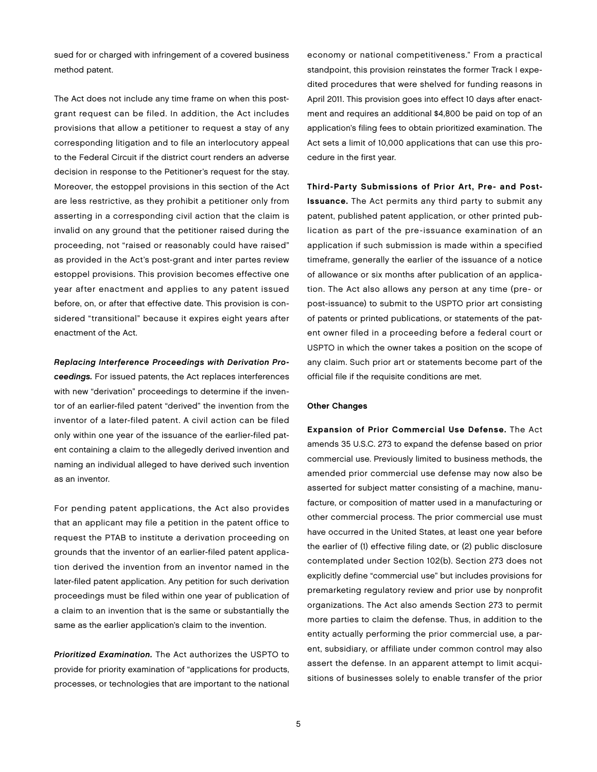sued for or charged with infringement of a covered business method patent.

The Act does not include any time frame on when this post-grant request can be filed. In addition, the Act includes provisions that allow a petitioner to request a stay of any corresponding litigation and to file an interlocutory appeal to the Federal Circuit if the district court renders an adverse decision in response to the Petitioner's request for the stay. Moreover, the estoppel provisions in this section of the Act are less restrictive, as they prohibit a petitioner only from asserting in a corresponding civil action that the claim is invalid on any ground that the petitioner raised during the proceeding, not "raised or reasonably could have raised" as provided in the Act's post-grant and inter partes review estoppel provisions. This provision becomes effective one year after enactment and applies to any patent issued before, on, or after that effective date. This provision is considered "transitional" because it expires eight years after enactment of the Act.

***Replacing Interference Proceedings with Derivation Proceedings.*** For issued patents, the Act replaces interferences with new "derivation" proceedings to determine if the inventor of an earlier-filed patent "derived" the invention from the inventor of a later-filed patent. A civil action can be filed only within one year of the issuance of the earlier-filed patent containing a claim to the allegedly derived invention and naming an individual alleged to have derived such invention as an inventor.

For pending patent applications, the Act also provides that an applicant may file a petition in the patent office to request the PTAB to institute a derivation proceeding on grounds that the inventor of an earlier-filed patent application derived the invention from an inventor named in the later-filed patent application. Any petition for such derivation proceedings must be filed within one year of publication of a claim to an invention that is the same or substantially the same as the earlier application's claim to the invention.

***Prioritized Examination.*** The Act authorizes the USPTO to provide for priority examination of "applications for products, processes, or technologies that are important to the national economy or national competitiveness." From a practical standpoint, this provision reinstates the former Track I expedited procedures that were shelved for funding reasons in April 2011. This provision goes into effect 10 days after enactment and requires an additional $4,800 be paid on top of an application's filing fees to obtain prioritized examination. The Act sets a limit of 10,000 applications that can use this procedure in the first year.

**Third-Party Submissions of Prior Art, Pre- and Post-Issuance.** The Act permits any third party to submit any patent, published patent application, or other printed publication as part of the pre-issuance examination of an application if such submission is made within a specified timeframe, generally the earlier of the issuance of a notice of allowance or six months after publication of an application. The Act also allows any person at any time (pre- or post-issuance) to submit to the USPTO prior art consisting of patents or printed publications, or statements of the patent owner filed in a proceeding before a federal court or USPTO in which the owner takes a position on the scope of any claim. Such prior art or statements become part of the official file if the requisite conditions are met.

### Other Changes

**Expansion of Prior Commercial Use Defense.** The Act amends 35 U.S.C. 273 to expand the defense based on prior commercial use. Previously limited to business methods, the amended prior commercial use defense may now also be asserted for subject matter consisting of a machine, manufacture, or composition of matter used in a manufacturing or other commercial process. The prior commercial use must have occurred in the United States, at least one year before the earlier of (1) effective filing date, or (2) public disclosure contemplated under Section 102(b). Section 273 does not explicitly define "commercial use" but includes provisions for premarketing regulatory review and prior use by nonprofit organizations. The Act also amends Section 273 to permit more parties to claim the defense. Thus, in addition to the entity actually performing the prior commercial use, a parent, subsidiary, or affiliate under common control may also assert the defense. In an apparent attempt to limit acquisitions of businesses solely to enable transfer of the prior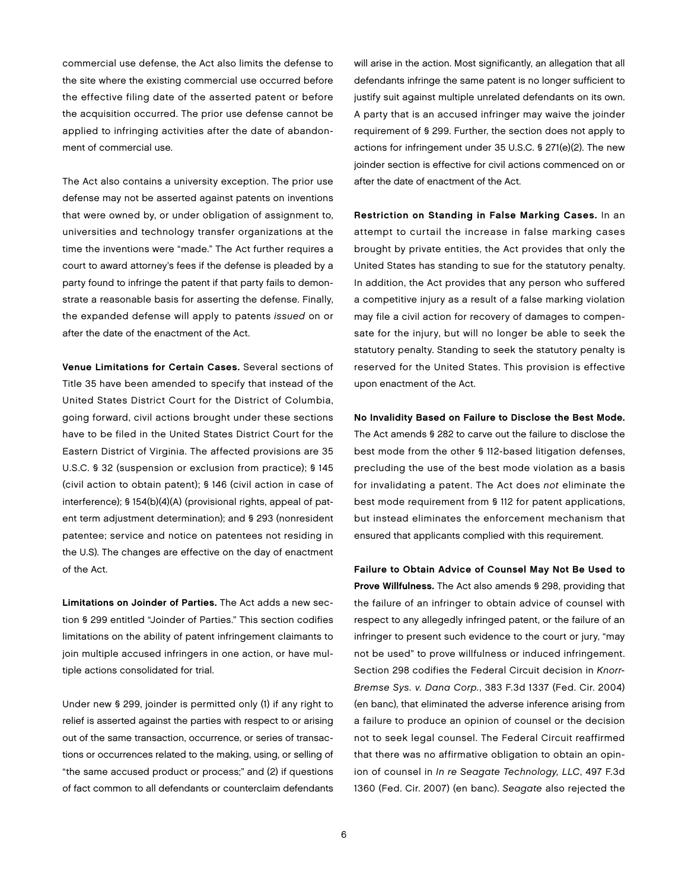commercial use defense, the Act also limits the defense to the site where the existing commercial use occurred before the effective filing date of the asserted patent or before the acquisition occurred. The prior use defense cannot be applied to infringing activities after the date of abandonment of commercial use.

The Act also contains a university exception. The prior use defense may not be asserted against patents on inventions that were owned by, or under obligation of assignment to, universities and technology transfer organizations at the time the inventions were "made." The Act further requires a court to award attorney's fees if the defense is pleaded by a party found to infringe the patent if that party fails to demonstrate a reasonable basis for asserting the defense. Finally, the expanded defense will apply to patents *issued* on or after the date of the enactment of the Act.

**Venue Limitations for Certain Cases.** Several sections of Title 35 have been amended to specify that instead of the United States District Court for the District of Columbia, going forward, civil actions brought under these sections have to be filed in the United States District Court for the Eastern District of Virginia. The affected provisions are 35 U.S.C. § 32 (suspension or exclusion from practice); § 145 (civil action to obtain patent); § 146 (civil action in case of interference); § 154(b)(4)(A) (provisional rights, appeal of patent term adjustment determination); and § 293 (nonresident patentee; service and notice on patentees not residing in the U.S). The changes are effective on the day of enactment of the Act.

**Limitations on Joinder of Parties.** The Act adds a new section § 299 entitled "Joinder of Parties." This section codifies limitations on the ability of patent infringement claimants to join multiple accused infringers in one action, or have multiple actions consolidated for trial.

Under new § 299, joinder is permitted only (1) if any right to relief is asserted against the parties with respect to or arising out of the same transaction, occurrence, or series of transactions or occurrences related to the making, using, or selling of "the same accused product or process;" and (2) if questions of fact common to all defendants or counterclaim defendants will arise in the action. Most significantly, an allegation that all defendants infringe the same patent is no longer sufficient to justify suit against multiple unrelated defendants on its own. A party that is an accused infringer may waive the joinder requirement of § 299. Further, the section does not apply to actions for infringement under 35 U.S.C. § 271(e)(2). The new joinder section is effective for civil actions commenced on or after the date of enactment of the Act.

**Restriction on Standing in False Marking Cases.** In an attempt to curtail the increase in false marking cases brought by private entities, the Act provides that only the United States has standing to sue for the statutory penalty. In addition, the Act provides that any person who suffered a competitive injury as a result of a false marking violation may file a civil action for recovery of damages to compensate for the injury, but will no longer be able to seek the statutory penalty. Standing to seek the statutory penalty is reserved for the United States. This provision is effective upon enactment of the Act.

**No Invalidity Based on Failure to Disclose the Best Mode.** The Act amends § 282 to carve out the failure to disclose the best mode from the other § 112-based litigation defenses, precluding the use of the best mode violation as a basis for invalidating a patent. The Act does *not* eliminate the best mode requirement from § 112 for patent applications, but instead eliminates the enforcement mechanism that ensured that applicants complied with this requirement.

**Failure to Obtain Advice of Counsel May Not Be Used to Prove Willfulness.** The Act also amends § 298, providing that the failure of an infringer to obtain advice of counsel with respect to any allegedly infringed patent, or the failure of an infringer to present such evidence to the court or jury, "may not be used" to prove willfulness or induced infringement. Section 298 codifies the Federal Circuit decision in *Knorr-Bremse Sys. v. Dana Corp.*, 383 F.3d 1337 (Fed. Cir. 2004) (en banc), that eliminated the adverse inference arising from a failure to produce an opinion of counsel or the decision not to seek legal counsel. The Federal Circuit reaffirmed that there was no affirmative obligation to obtain an opinion of counsel in *In re Seagate Technology, LLC*, 497 F.3d 1360 (Fed. Cir. 2007) (en banc). *Seagate* also rejected the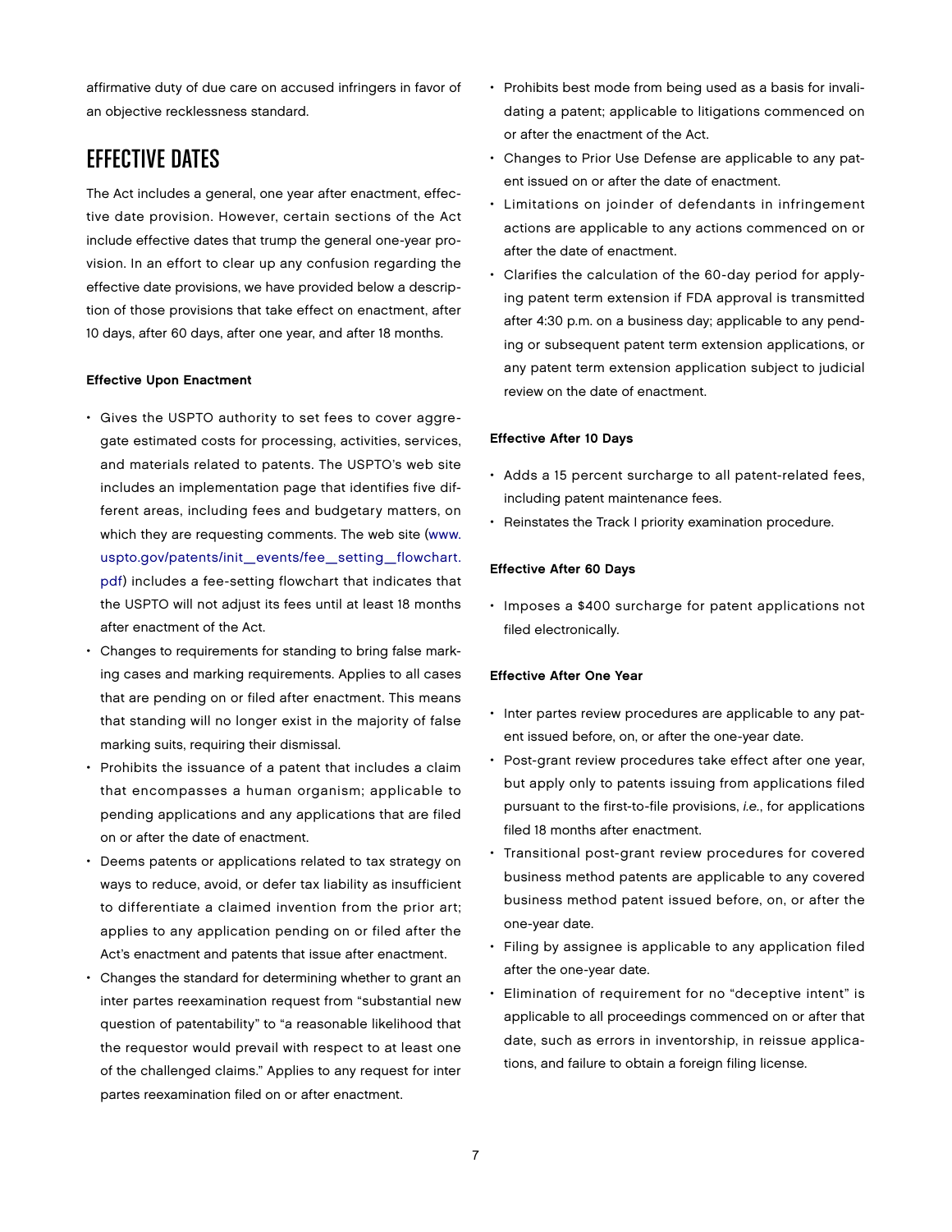affirmative duty of due care on accused infringers in favor of an objective recklessness standard.

## EFFECTIVE DATES

The Act includes a general, one year after enactment, effective date provision. However, certain sections of the Act include effective dates that trump the general one-year provision. In an effort to clear up any confusion regarding the effective date provisions, we have provided below a description of those provisions that take effect on enactment, after 10 days, after 60 days, after one year, and after 18 months.

#### Effective Upon Enactment

- Gives the USPTO authority to set fees to cover aggregate estimated costs for processing, activities, services, and materials related to patents. The USPTO's web site includes an implementation page that identifies five different areas, including fees and budgetary matters, on which they are requesting comments. The web site (www.uspto.gov/patents/init_events/fee_setting_flowchart.pdf) includes a fee-setting flowchart that indicates that the USPTO will not adjust its fees until at least 18 months after enactment of the Act.
- Changes to requirements for standing to bring false marking cases and marking requirements. Applies to all cases that are pending on or filed after enactment. This means that standing will no longer exist in the majority of false marking suits, requiring their dismissal.
- Prohibits the issuance of a patent that includes a claim that encompasses a human organism; applicable to pending applications and any applications that are filed on or after the date of enactment.
- Deems patents or applications related to tax strategy on ways to reduce, avoid, or defer tax liability as insufficient to differentiate a claimed invention from the prior art; applies to any application pending on or filed after the Act's enactment and patents that issue after enactment.
- Changes the standard for determining whether to grant an inter partes reexamination request from "substantial new question of patentability" to "a reasonable likelihood that the requestor would prevail with respect to at least one of the challenged claims." Applies to any request for inter partes reexamination filed on or after enactment.
- Prohibits best mode from being used as a basis for invalidating a patent; applicable to litigations commenced on or after the enactment of the Act.
- Changes to Prior Use Defense are applicable to any patent issued on or after the date of enactment.
- Limitations on joinder of defendants in infringement actions are applicable to any actions commenced on or after the date of enactment.
- Clarifies the calculation of the 60-day period for applying patent term extension if FDA approval is transmitted after 4:30 p.m. on a business day; applicable to any pending or subsequent patent term extension applications, or any patent term extension application subject to judicial review on the date of enactment.

#### Effective After 10 Days

- Adds a 15 percent surcharge to all patent-related fees, including patent maintenance fees.
- Reinstates the Track I priority examination procedure.

#### Effective After 60 Days

- Imposes a $400 surcharge for patent applications not filed electronically.

#### Effective After One Year

- Inter partes review procedures are applicable to any patent issued before, on, or after the one-year date.
- Post-grant review procedures take effect after one year, but apply only to patents issuing from applications filed pursuant to the first-to-file provisions, *i.e.*, for applications filed 18 months after enactment.
- Transitional post-grant review procedures for covered business method patents are applicable to any covered business method patent issued before, on, or after the one-year date.
- Filing by assignee is applicable to any application filed after the one-year date.
- Elimination of requirement for no "deceptive intent" is applicable to all proceedings commenced on or after that date, such as errors in inventorship, in reissue applications, and failure to obtain a foreign filing license.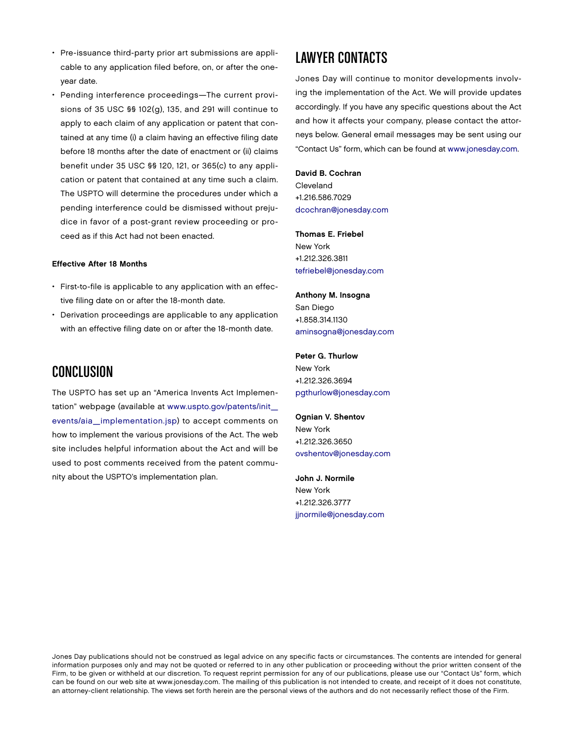- Pre-issuance third-party prior art submissions are applicable to any application filed before, on, or after the one-year date.
- Pending interference proceedings—The current provisions of 35 USC §§ 102(g), 135, and 291 will continue to apply to each claim of any application or patent that contained at any time (i) a claim having an effective filing date before 18 months after the date of enactment or (ii) claims benefit under 35 USC §§ 120, 121, or 365(c) to any application or patent that contained at any time such a claim. The USPTO will determine the procedures under which a pending interference could be dismissed without prejudice in favor of a post-grant review proceeding or proceed as if this Act had not been enacted.

**Effective After 18 Months**

- First-to-file is applicable to any application with an effective filing date on or after the 18-month date.
- Derivation proceedings are applicable to any application with an effective filing date on or after the 18-month date.

## CONCLUSION

The USPTO has set up an "America Invents Act Implementation" webpage (available at www.uspto.gov/patents/init__events/aia__implementation.jsp) to accept comments on how to implement the various provisions of the Act. The web site includes helpful information about the Act and will be used to post comments received from the patent community about the USPTO's implementation plan.

## LAWYER CONTACTS

Jones Day will continue to monitor developments involving the implementation of the Act. We will provide updates accordingly. If you have any specific questions about the Act and how it affects your company, please contact the attorneys below. General email messages may be sent using our "Contact Us" form, which can be found at www.jonesday.com.

**David B. Cochran**
Cleveland
+1.216.586.7029
dcochran@jonesday.com

**Thomas E. Friebel**
New York
+1.212.326.3811
tefriebel@jonesday.com

**Anthony M. Insogna**
San Diego
+1.858.314.1130
aminsogna@jonesday.com

**Peter G. Thurlow**
New York
+1.212.326.3694
pgthurlow@jonesday.com

**Ognian V. Shentov**
New York
+1.212.326.3650
ovshentov@jonesday.com

**John J. Normile**
New York
+1.212.326.3777
jjnormile@jonesday.com

Jones Day publications should not be construed as legal advice on any specific facts or circumstances. The contents are intended for general information purposes only and may not be quoted or referred to in any other publication or proceeding without the prior written consent of the Firm, to be given or withheld at our discretion. To request reprint permission for any of our publications, please use our "Contact Us" form, which can be found on our web site at www.jonesday.com. The mailing of this publication is not intended to create, and receipt of it does not constitute, an attorney-client relationship. The views set forth herein are the personal views of the authors and do not necessarily reflect those of the Firm.